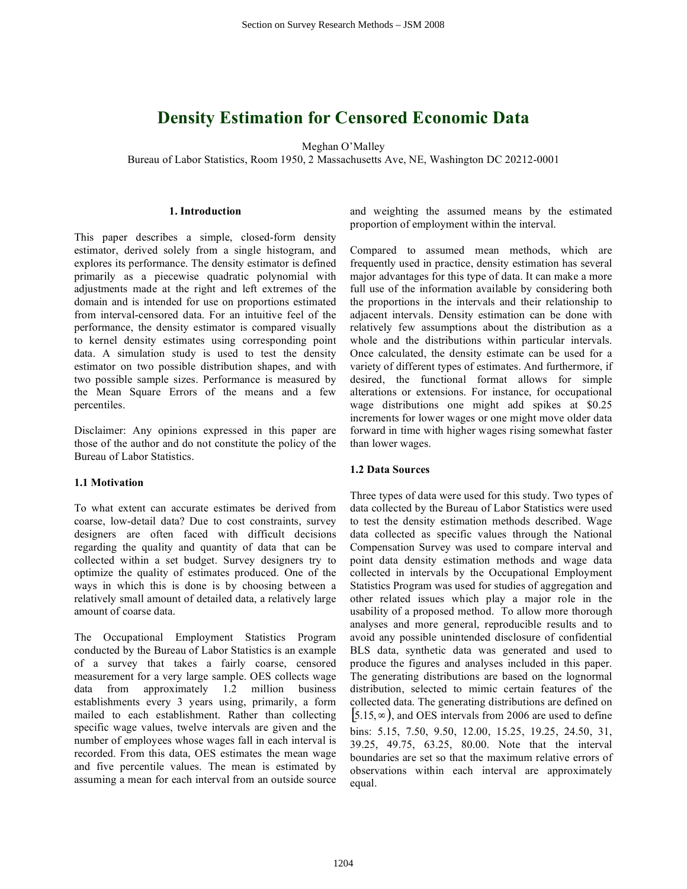# Density Estimation for Censored Economic Data

Meghan O'Malley

Bureau of Labor Statistics, Room 1950, 2 Massachusetts Ave, NE, Washington DC 20212-0001

## 1. Introduction

This paper describes a simple, closed-form density estimator, derived solely from a single histogram, and explores its performance. The density estimator is defined primarily as a piecewise quadratic polynomial with adjustments made at the right and left extremes of the domain and is intended for use on proportions estimated from interval-censored data. For an intuitive feel of the performance, the density estimator is compared visually to kernel density estimates using corresponding point data. A simulation study is used to test the density estimator on two possible distribution shapes, and with two possible sample sizes. Performance is measured by the Mean Square Errors of the means and a few percentiles.

Disclaimer: Any opinions expressed in this paper are those of the author and do not constitute the policy of the Bureau of Labor Statistics.

### 1.1 Motivation

To what extent can accurate estimates be derived from coarse, low-detail data? Due to cost constraints, survey designers are often faced with difficult decisions regarding the quality and quantity of data that can be collected within a set budget. Survey designers try to optimize the quality of estimates produced. One of the ways in which this is done is by choosing between a relatively small amount of detailed data, a relatively large amount of coarse data.

The Occupational Employment Statistics Program conducted by the Bureau of Labor Statistics is an example of a survey that takes a fairly coarse, censored measurement for a very large sample. OES collects wage data from approximately 1.2 million business establishments every 3 years using, primarily, a form mailed to each establishment. Rather than collecting specific wage values, twelve intervals are given and the number of employees whose wages fall in each interval is recorded. From this data, OES estimates the mean wage and five percentile values. The mean is estimated by assuming a mean for each interval from an outside source and weighting the assumed means by the estimated proportion of employment within the interval.

Compared to assumed mean methods, which are frequently used in practice, density estimation has several major advantages for this type of data. It can make a more full use of the information available by considering both the proportions in the intervals and their relationship to adjacent intervals. Density estimation can be done with relatively few assumptions about the distribution as a whole and the distributions within particular intervals. Once calculated, the density estimate can be used for a variety of different types of estimates. And furthermore, if desired, the functional format allows for simple alterations or extensions. For instance, for occupational wage distributions one might add spikes at $0.25 increments for lower wages or one might move older data forward in time with higher wages rising somewhat faster than lower wages.

### 1.2 Data Sources

Three types of data were used for this study. Two types of data collected by the Bureau of Labor Statistics were used to test the density estimation methods described. Wage data collected as specific values through the National Compensation Survey was used to compare interval and point data density estimation methods and wage data collected in intervals by the Occupational Employment Statistics Program was used for studies of aggregation and other related issues which play a major role in the usability of a proposed method. To allow more thorough analyses and more general, reproducible results and to avoid any possible unintended disclosure of confidential BLS data, synthetic data was generated and used to produce the figures and analyses included in this paper. The generating distributions are based on the lognormal distribution, selected to mimic certain features of the collected data. The generating distributions are defined on $[5.15, \infty)$, and OES intervals from 2006 are used to define bins: 5.15, 7.50, 9.50, 12.00, 15.25, 19.25, 24.50, 31, 39.25, 49.75, 63.25, 80.00. Note that the interval boundaries are set so that the maximum relative errors of observations within each interval are approximately equal.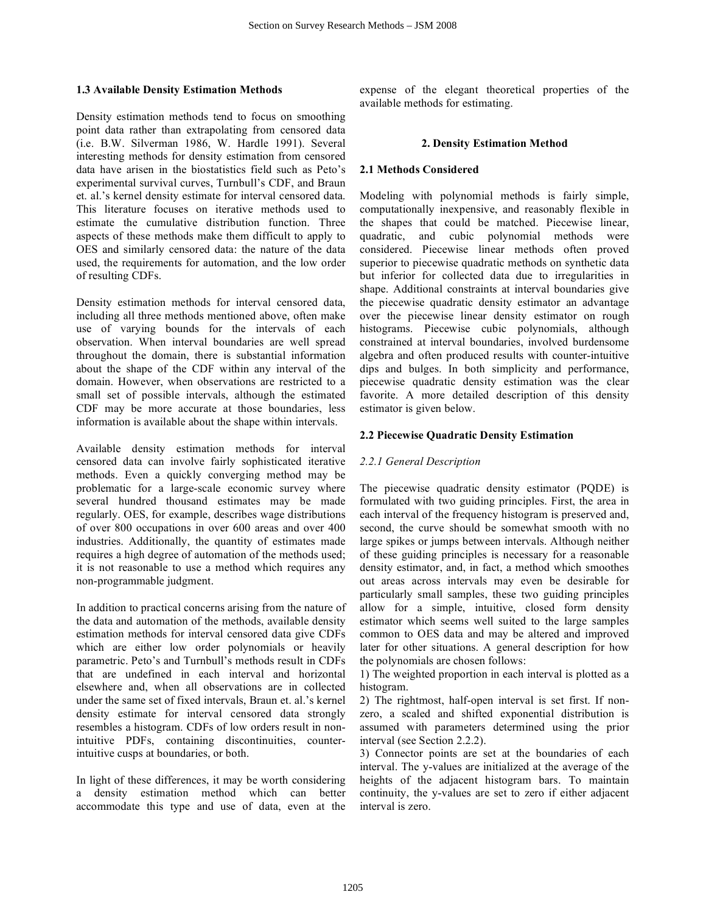### 1.3 Available Density Estimation Methods

Density estimation methods tend to focus on smoothing point data rather than extrapolating from censored data (i.e. B.W. Silverman 1986, W. Hardle 1991). Several interesting methods for density estimation from censored data have arisen in the biostatistics field such as Peto's experimental survival curves, Turnbull's CDF, and Braun et. al.'s kernel density estimate for interval censored data. This literature focuses on iterative methods used to estimate the cumulative distribution function. Three aspects of these methods make them difficult to apply to OES and similarly censored data: the nature of the data used, the requirements for automation, and the low order of resulting CDFs.

Density estimation methods for interval censored data, including all three methods mentioned above, often make use of varying bounds for the intervals of each observation. When interval boundaries are well spread throughout the domain, there is substantial information about the shape of the CDF within any interval of the domain. However, when observations are restricted to a small set of possible intervals, although the estimated CDF may be more accurate at those boundaries, less information is available about the shape within intervals.

Available density estimation methods for interval censored data can involve fairly sophisticated iterative methods. Even a quickly converging method may be problematic for a large-scale economic survey where several hundred thousand estimates may be made regularly. OES, for example, describes wage distributions of over 800 occupations in over 600 areas and over 400 industries. Additionally, the quantity of estimates made requires a high degree of automation of the methods used; it is not reasonable to use a method which requires any non-programmable judgment.

In addition to practical concerns arising from the nature of the data and automation of the methods, available density estimation methods for interval censored data give CDFs which are either low order polynomials or heavily parametric. Peto's and Turnbull's methods result in CDFs that are undefined in each interval and horizontal elsewhere and, when all observations are in collected under the same set of fixed intervals, Braun et. al.'s kernel density estimate for interval censored data strongly resembles a histogram. CDFs of low orders result in non-intuitive PDFs, containing discontinuities, counter-intuitive cusps at boundaries, or both.

In light of these differences, it may be worth considering a density estimation method which can better accommodate this type and use of data, even at the expense of the elegant theoretical properties of the available methods for estimating.

## 2. Density Estimation Method

### 2.1 Methods Considered

Modeling with polynomial methods is fairly simple, computationally inexpensive, and reasonably flexible in the shapes that could be matched. Piecewise linear, quadratic, and cubic polynomial methods were considered. Piecewise linear methods often proved superior to piecewise quadratic methods on synthetic data but inferior for collected data due to irregularities in shape. Additional constraints at interval boundaries give the piecewise quadratic density estimator an advantage over the piecewise linear density estimator on rough histograms. Piecewise cubic polynomials, although constrained at interval boundaries, involved burdensome algebra and often produced results with counter-intuitive dips and bulges. In both simplicity and performance, piecewise quadratic density estimation was the clear favorite. A more detailed description of this density estimator is given below.

### 2.2 Piecewise Quadratic Density Estimation

#### *2.2.1 General Description*

The piecewise quadratic density estimator (PQDE) is formulated with two guiding principles. First, the area in each interval of the frequency histogram is preserved and, second, the curve should be somewhat smooth with no large spikes or jumps between intervals. Although neither of these guiding principles is necessary for a reasonable density estimator, and, in fact, a method which smoothes out areas across intervals may even be desirable for particularly small samples, these two guiding principles allow for a simple, intuitive, closed form density estimator which seems well suited to the large samples common to OES data and may be altered and improved later for other situations. A general description for how the polynomials are chosen follows:

1) The weighted proportion in each interval is plotted as a histogram.
2) The rightmost, half-open interval is set first. If non-zero, a scaled and shifted exponential distribution is assumed with parameters determined using the prior interval (see Section 2.2.2).
3) Connector points are set at the boundaries of each interval. The y-values are initialized at the average of the heights of the adjacent histogram bars. To maintain continuity, the y-values are set to zero if either adjacent interval is zero.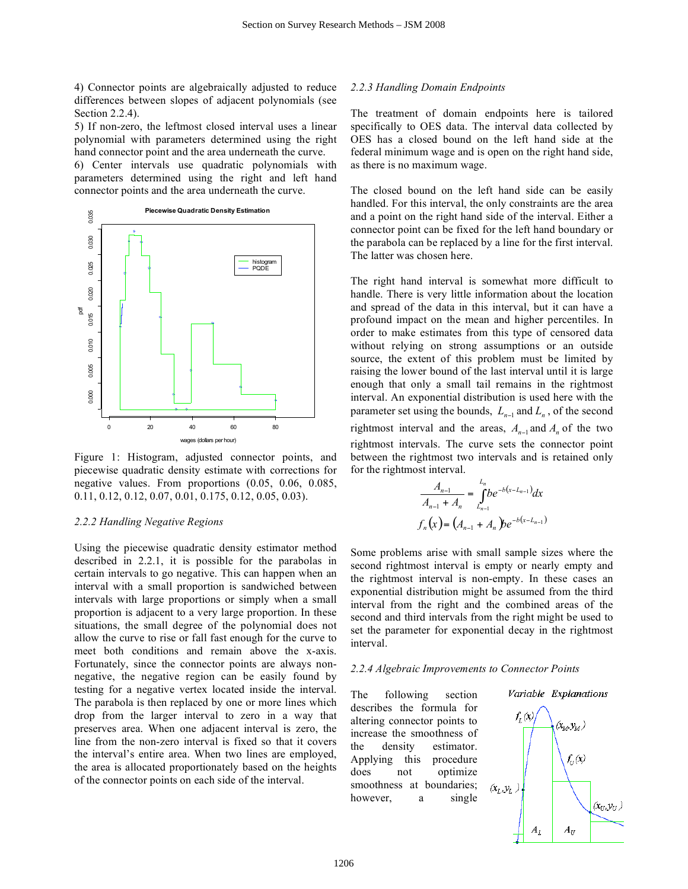4) Connector points are algebraically adjusted to reduce differences between slopes of adjacent polynomials (see Section 2.2.4).

5) If non-zero, the leftmost closed interval uses a linear polynomial with parameters determined using the right hand connector point and the area underneath the curve.

6) Center intervals use quadratic polynomials with parameters determined using the right and left hand connector points and the area underneath the curve.

Figure 1: Histogram, adjusted connector points, and piecewise quadratic density estimate with corrections for negative values. From proportions (0.05, 0.06, 0.085, 0.11, 0.12, 0.12, 0.07, 0.01, 0.175, 0.12, 0.05, 0.03).

### *2.2.2 Handling Negative Regions*

Using the piecewise quadratic density estimator method described in 2.2.1, it is possible for the parabolas in certain intervals to go negative. This can happen when an interval with a small proportion is sandwiched between intervals with large proportions or simply when a small proportion is adjacent to a very large proportion. In these situations, the small degree of the polynomial does not allow the curve to rise or fall fast enough for the curve to meet both conditions and remain above the x-axis. Fortunately, since the connector points are always non-negative, the negative region can be easily found by testing for a negative vertex located inside the interval. The parabola is then replaced by one or more lines which drop from the larger interval to zero in a way that preserves area. When one adjacent interval is zero, the line from the non-zero interval is fixed so that it covers the interval's entire area. When two lines are employed, the area is allocated proportionately based on the heights of the connector points on each side of the interval.

### *2.2.3 Handling Domain Endpoints*

The treatment of domain endpoints here is tailored specifically to OES data. The interval data collected by OES has a closed bound on the left hand side at the federal minimum wage and is open on the right hand side, as there is no maximum wage.

The closed bound on the left hand side can be easily handled. For this interval, the only constraints are the area and a point on the right hand side of the interval. Either a connector point can be fixed for the left hand boundary or the parabola can be replaced by a line for the first interval. The latter was chosen here.

The right hand interval is somewhat more difficult to handle. There is very little information about the location and spread of the data in this interval, but it can have a profound impact on the mean and higher percentiles. In order to make estimates from this type of censored data without relying on strong assumptions or an outside source, the extent of this problem must be limited by raising the lower bound of the last interval until it is large enough that only a small tail remains in the rightmost interval. An exponential distribution is used here with the parameter set using the bounds, $L_{n-1}$ and $L_n$, of the second rightmost interval and the areas, $A_{n-1}$ and $A_n$ of the two rightmost intervals. The curve sets the connector point between the rightmost two intervals and is retained only for the rightmost interval.

$$\frac{A_{n-1}}{A_{n-1} + A_n} = \int_{L_{n-1}}^{L_n} b e^{-b(x - L_{n-1})} dx$$

$$f_n(x) = (A_{n-1} + A_n) b e^{-b(x - L_{n-1})}$$

Some problems arise with small sample sizes where the second rightmost interval is empty or nearly empty and the rightmost interval is non-empty. In these cases an exponential distribution might be assumed from the third interval from the right and the combined areas of the second and third intervals from the right might be used to set the parameter for exponential decay in the rightmost interval.

### *2.2.4 Algebraic Improvements to Connector Points*

The following section describes the formula for altering connector points to increase the smoothness of the density estimator. Applying this procedure does not optimize smoothness at boundaries; however, a single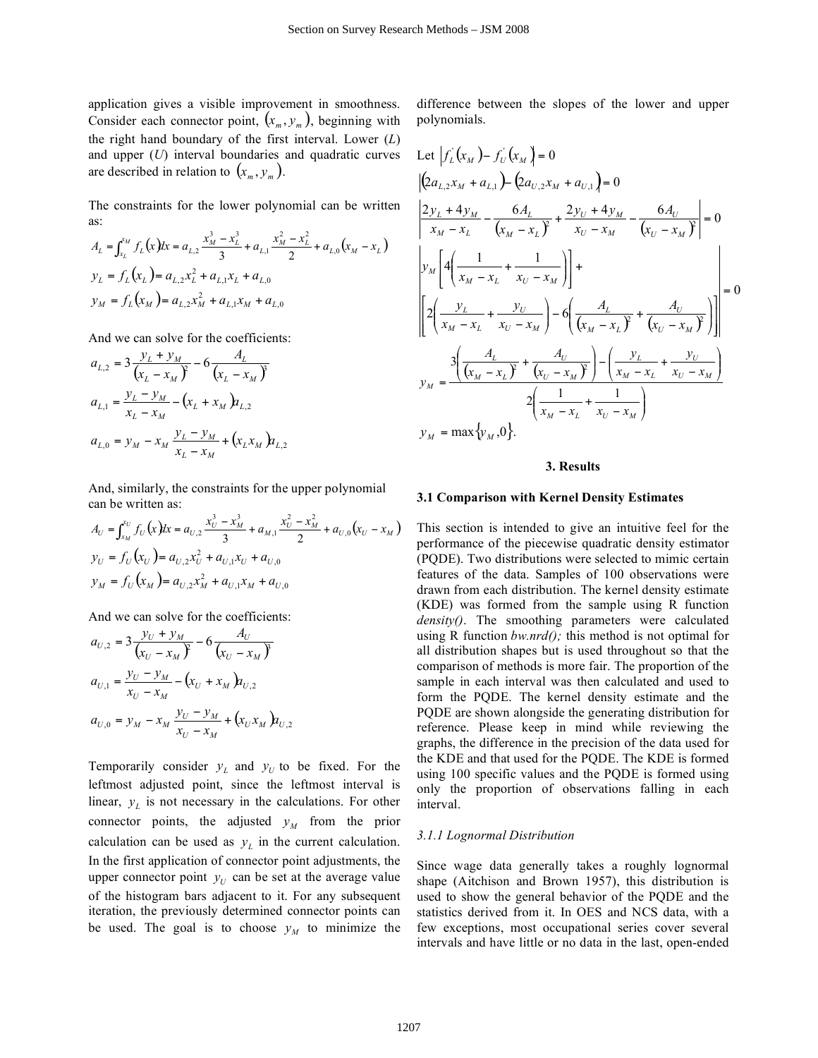application gives a visible improvement in smoothness. Consider each connector point, $(x_m, y_m)$, beginning with the right hand boundary of the first interval. Lower ($L$) and upper ($U$) interval boundaries and quadratic curves are described in relation to $(x_m, y_m)$.

The constraints for the lower polynomial can be written as:

$$A_L = \int_{x_L}^{x_M} f_L(x)dx = a_{L,2}\frac{x_M^3 - x_L^3}{3} + a_{L,1}\frac{x_M^2 - x_L^2}{2} + a_{L,0}(x_M - x_L)$$

$$y_L = f_L(x_L) = a_{L,2}x_L^2 + a_{L,1}x_L + a_{L,0}$$

$$y_M = f_L(x_M) = a_{L,2}x_M^2 + a_{L,1}x_M + a_{L,0}$$

And we can solve for the coefficients:

$$a_{L,2} = 3\frac{y_L + y_M}{(x_L - x_M)^2} - 6\frac{A_L}{(x_L - x_M)^3}$$

$$a_{L,1} = \frac{y_L - y_M}{x_L - x_M} - (x_L + x_M)a_{L,2}$$

$$a_{L,0} = y_M - x_M\frac{y_L - y_M}{x_L - x_M} + (x_L x_M)a_{L,2}$$

And, similarly, the constraints for the upper polynomial can be written as:

$$A_U = \int_{x_M}^{x_U} f_U(x)dx = a_{U,2}\frac{x_U^3 - x_M^3}{3} + a_{M,1}\frac{x_U^2 - x_M^2}{2} + a_{U,0}(x_U - x_M)$$

$$y_U = f_U(x_U) = a_{U,2}x_U^2 + a_{U,1}x_U + a_{U,0}$$

$$y_M = f_U(x_M) = a_{U,2}x_M^2 + a_{U,1}x_M + a_{U,0}$$

And we can solve for the coefficients:

$$a_{U,2} = 3\frac{y_U + y_M}{(x_U - x_M)^2} - 6\frac{A_U}{(x_U - x_M)^3}$$

$$a_{U,1} = \frac{y_U - y_M}{x_U - x_M} - (x_U + x_M)a_{U,2}$$

$$a_{U,0} = y_M - x_M\frac{y_U - y_M}{x_U - x_M} + (x_U x_M)a_{U,2}$$

Temporarily consider $y_L$ and $y_U$ to be fixed. For the leftmost adjusted point, since the leftmost interval is linear, $y_L$ is not necessary in the calculations. For other connector points, the adjusted $y_M$ from the prior calculation can be used as $y_L$ in the current calculation. In the first application of connector point adjustments, the upper connector point $y_U$ can be set at the average value of the histogram bars adjacent to it. For any subsequent iteration, the previously determined connector points can be used. The goal is to choose $y_M$ to minimize the difference between the slopes of the lower and upper polynomials.

Let $\left| f_L'(x_M) - f_U'(x_M) \right| = 0$

$$\left| (2a_{L,2}x_M + a_{L,1}) - (2a_{U,2}x_M + a_{U,1}) \right| = 0$$

$$\left| \frac{2y_L + 4y_M}{x_M - x_L} - \frac{6A_L}{(x_M - x_L)^2} + \frac{2y_U + 4y_M}{x_U - x_M} - \frac{6A_U}{(x_U - x_M)^2} \right| = 0$$

$$\left| \begin{array}{l} y_M\left[4\left(\dfrac{1}{x_M - x_L} + \dfrac{1}{x_U - x_M}\right)\right] + \\ \left[2\left(\dfrac{y_L}{x_M - x_L} + \dfrac{y_U}{x_U - x_M}\right) - 6\left(\dfrac{A_L}{(x_M - x_L)^2} + \dfrac{A_U}{(x_U - x_M)^2}\right)\right] \end{array} \right| = 0$$

$$y_M = \frac{3\left(\dfrac{A_L}{(x_M - x_L)^2} + \dfrac{A_U}{(x_U - x_M)^2}\right) - \left(\dfrac{y_L}{x_M - x_L} + \dfrac{y_U}{x_U - x_M}\right)}{2\left(\dfrac{1}{x_M - x_L} + \dfrac{1}{x_U - x_M}\right)}$$

$$y_M = \max\{y_M, 0\}.$$

## 3. Results

### 3.1 Comparison with Kernel Density Estimates

This section is intended to give an intuitive feel for the performance of the piecewise quadratic density estimator (PQDE). Two distributions were selected to mimic certain features of the data. Samples of 100 observations were drawn from each distribution. The kernel density estimate (KDE) was formed from the sample using R function *density()*. The smoothing parameters were calculated using R function *bw.nrd();* this method is not optimal for all distribution shapes but is used throughout so that the comparison of methods is more fair. The proportion of the sample in each interval was then calculated and used to form the PQDE. The kernel density estimate and the PQDE are shown alongside the generating distribution for reference. Please keep in mind while reviewing the graphs, the difference in the precision of the data used for the KDE and that used for the PQDE. The KDE is formed using 100 specific values and the PQDE is formed using only the proportion of observations falling in each interval.

#### *3.1.1 Lognormal Distribution*

Since wage data generally takes a roughly lognormal shape (Aitchison and Brown 1957), this distribution is used to show the general behavior of the PQDE and the statistics derived from it. In OES and NCS data, with a few exceptions, most occupational series cover several intervals and have little or no data in the last, open-ended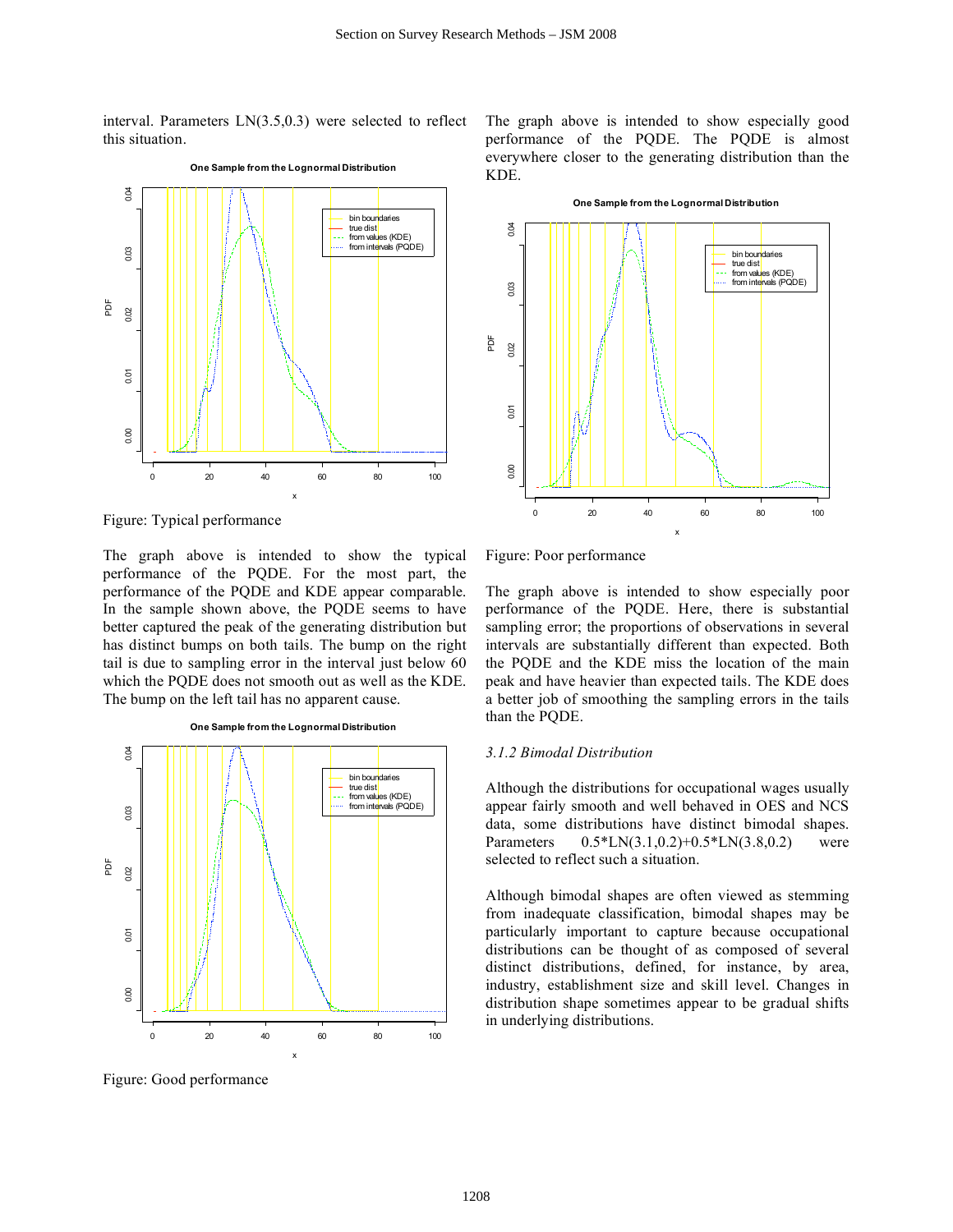interval. Parameters LN(3.5,0.3) were selected to reflect this situation.

Figure: Typical performance

The graph above is intended to show the typical performance of the PQDE. For the most part, the performance of the PQDE and KDE appear comparable. In the sample shown above, the PQDE seems to have better captured the peak of the generating distribution but has distinct bumps on both tails. The bump on the right tail is due to sampling error in the interval just below 60 which the PQDE does not smooth out as well as the KDE. The bump on the left tail has no apparent cause.

Figure: Good performance

The graph above is intended to show especially good performance of the PQDE. The PQDE is almost everywhere closer to the generating distribution than the KDE.

Figure: Poor performance

The graph above is intended to show especially poor performance of the PQDE. Here, there is substantial sampling error; the proportions of observations in several intervals are substantially different than expected. Both the PQDE and the KDE miss the location of the main peak and have heavier than expected tails. The KDE does a better job of smoothing the sampling errors in the tails than the PQDE.

### *3.1.2 Bimodal Distribution*

Although the distributions for occupational wages usually appear fairly smooth and well behaved in OES and NCS data, some distributions have distinct bimodal shapes. Parameters 0.5*LN(3.1,0.2)+0.5*LN(3.8,0.2) were selected to reflect such a situation.

Although bimodal shapes are often viewed as stemming from inadequate classification, bimodal shapes may be particularly important to capture because occupational distributions can be thought of as composed of several distinct distributions, defined, for instance, by area, industry, establishment size and skill level. Changes in distribution shape sometimes appear to be gradual shifts in underlying distributions.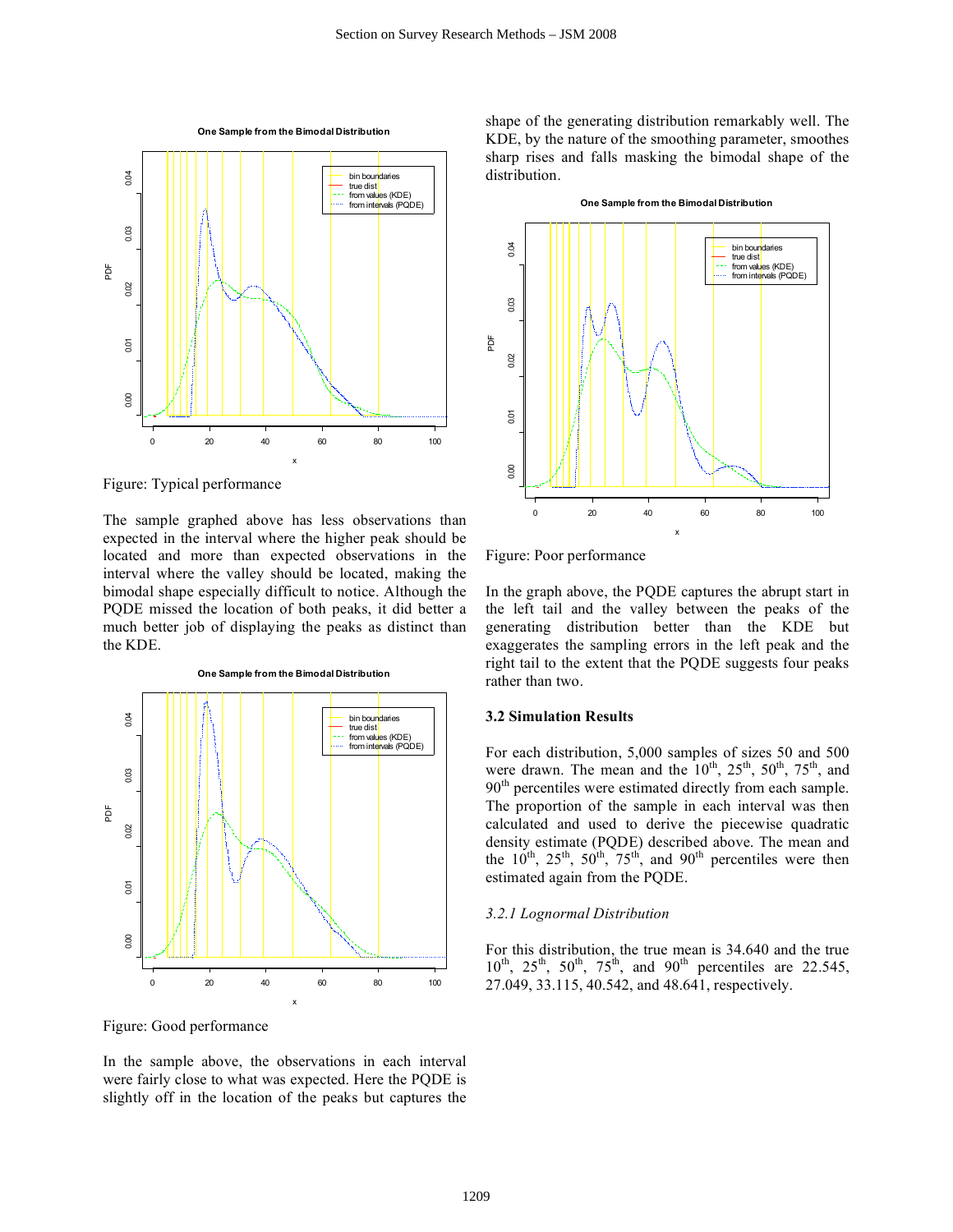Figure: Typical performance

The sample graphed above has less observations than expected in the interval where the higher peak should be located and more than expected observations in the interval where the valley should be located, making the bimodal shape especially difficult to notice. Although the PQDE missed the location of both peaks, it did better a much better job of displaying the peaks as distinct than the KDE.

Figure: Good performance

In the sample above, the observations in each interval were fairly close to what was expected. Here the PQDE is slightly off in the location of the peaks but captures the shape of the generating distribution remarkably well. The KDE, by the nature of the smoothing parameter, smoothes sharp rises and falls masking the bimodal shape of the distribution.

Figure: Poor performance

In the graph above, the PQDE captures the abrupt start in the left tail and the valley between the peaks of the generating distribution better than the KDE but exaggerates the sampling errors in the left peak and the right tail to the extent that the PQDE suggests four peaks rather than two.

### 3.2 Simulation Results

For each distribution, 5,000 samples of sizes 50 and 500 were drawn. The mean and the 10th, 25th, 50th, 75th, and 90th percentiles were estimated directly from each sample. The proportion of the sample in each interval was then calculated and used to derive the piecewise quadratic density estimate (PQDE) described above. The mean and the 10th, 25th, 50th, 75th, and 90th percentiles were then estimated again from the PQDE.

#### *3.2.1 Lognormal Distribution*

For this distribution, the true mean is 34.640 and the true 10th, 25th, 50th, 75th, and 90th percentiles are 22.545, 27.049, 33.115, 40.542, and 48.641, respectively.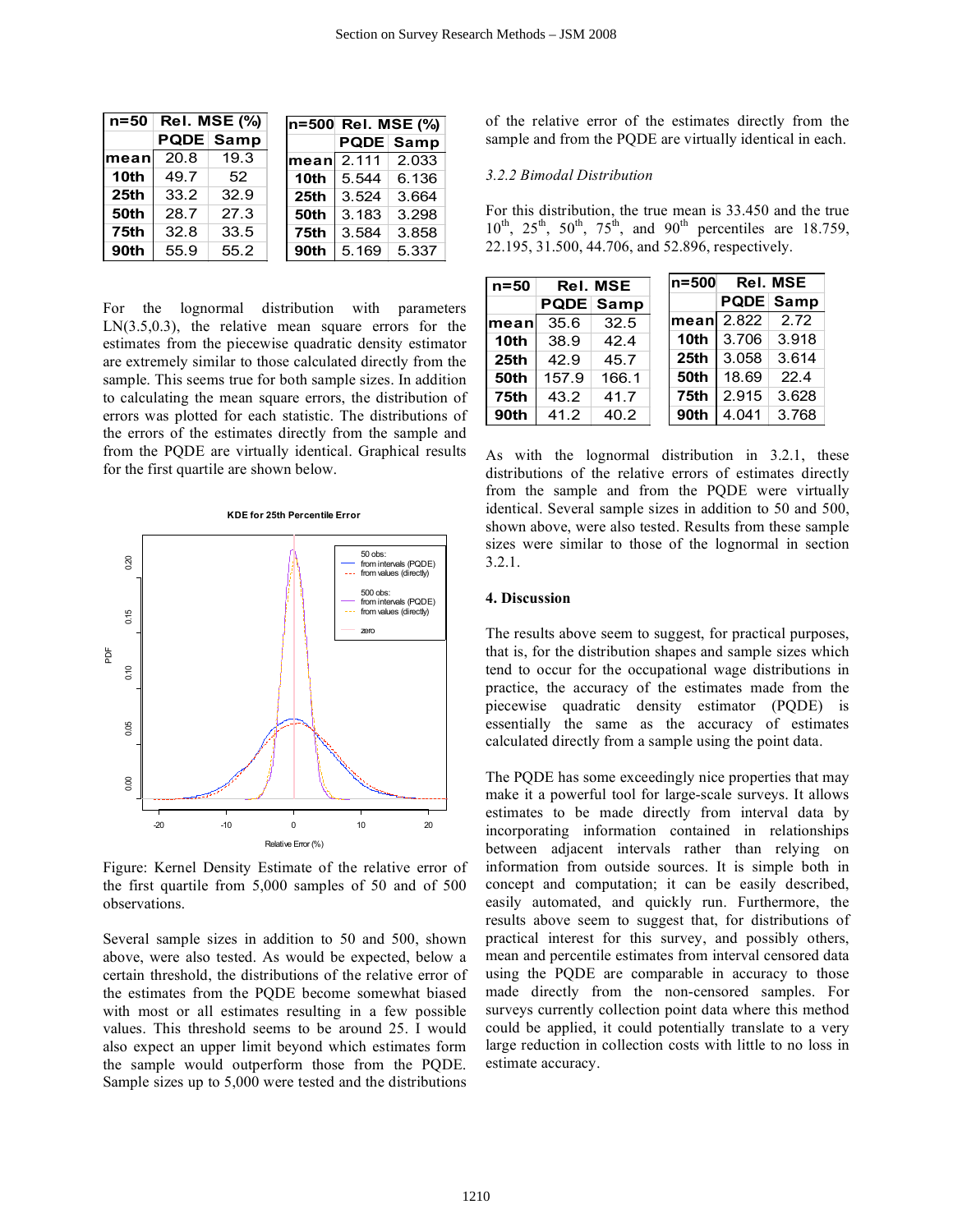| n=50 | Rel. MSE (%) | |
|---|---|---|
| | PQDE | Samp |
| mean | 20.8 | 19.3 |
| 10th | 49.7 | 52 |
| 25th | 33.2 | 32.9 |
| 50th | 28.7 | 27.3 |
| 75th | 32.8 | 33.5 |
| 90th | 55.9 | 55.2 |

| n=500 | Rel. MSE (%) | |
|---|---|---|
| | PQDE | Samp |
| mean | 2.111 | 2.033 |
| 10th | 5.544 | 6.136 |
| 25th | 3.524 | 3.664 |
| 50th | 3.183 | 3.298 |
| 75th | 3.584 | 3.858 |
| 90th | 5.169 | 5.337 |

For the lognormal distribution with parameters LN(3.5,0.3), the relative mean square errors for the estimates from the piecewise quadratic density estimator are extremely similar to those calculated directly from the sample. This seems true for both sample sizes. In addition to calculating the mean square errors, the distribution of errors was plotted for each statistic. The distributions of the errors of the estimates directly from the sample and from the PQDE are virtually identical. Graphical results for the first quartile are shown below.

Figure: Kernel Density Estimate of the relative error of the first quartile from 5,000 samples of 50 and of 500 observations.

Several sample sizes in addition to 50 and 500, shown above, were also tested. As would be expected, below a certain threshold, the distributions of the relative error of the estimates from the PQDE become somewhat biased with most or all estimates resulting in a few possible values. This threshold seems to be around 25. I would also expect an upper limit beyond which estimates form the sample would outperform those from the PQDE. Sample sizes up to 5,000 were tested and the distributions of the relative error of the estimates directly from the sample and from the PQDE are virtually identical in each.

*3.2.2 Bimodal Distribution*

For this distribution, the true mean is 33.450 and the true $10^{th}$, $25^{th}$, $50^{th}$, $75^{th}$, and $90^{th}$ percentiles are 18.759, 22.195, 31.500, 44.706, and 52.896, respectively.

| n=50 | Rel. MSE | |
|---|---|---|
| | PQDE | Samp |
| mean | 35.6 | 32.5 |
| 10th | 38.9 | 42.4 |
| 25th | 42.9 | 45.7 |
| 50th | 157.9 | 166.1 |
| 75th | 43.2 | 41.7 |
| 90th | 41.2 | 40.2 |

| n=500 | Rel. MSE | |
|---|---|---|
| | PQDE | Samp |
| mean | 2.822 | 2.72 |
| 10th | 3.706 | 3.918 |
| 25th | 3.058 | 3.614 |
| 50th | 18.69 | 22.4 |
| 75th | 2.915 | 3.628 |
| 90th | 4.041 | 3.768 |

As with the lognormal distribution in 3.2.1, these distributions of the relative errors of estimates directly from the sample and from the PQDE were virtually identical. Several sample sizes in addition to 50 and 500, shown above, were also tested. Results from these sample sizes were similar to those of the lognormal in section 3.2.1.

## 4. Discussion

The results above seem to suggest, for practical purposes, that is, for the distribution shapes and sample sizes which tend to occur for the occupational wage distributions in practice, the accuracy of the estimates made from the piecewise quadratic density estimator (PQDE) is essentially the same as the accuracy of estimates calculated directly from a sample using the point data.

The PQDE has some exceedingly nice properties that may make it a powerful tool for large-scale surveys. It allows estimates to be made directly from interval data by incorporating information contained in relationships between adjacent intervals rather than relying on information from outside sources. It is simple both in concept and computation; it can be easily described, easily automated, and quickly run. Furthermore, the results above seem to suggest that, for distributions of practical interest for this survey, and possibly others, mean and percentile estimates from interval censored data using the PQDE are comparable in accuracy to those made directly from the non-censored samples. For surveys currently collection point data where this method could be applied, it could potentially translate to a very large reduction in collection costs with little to no loss in estimate accuracy.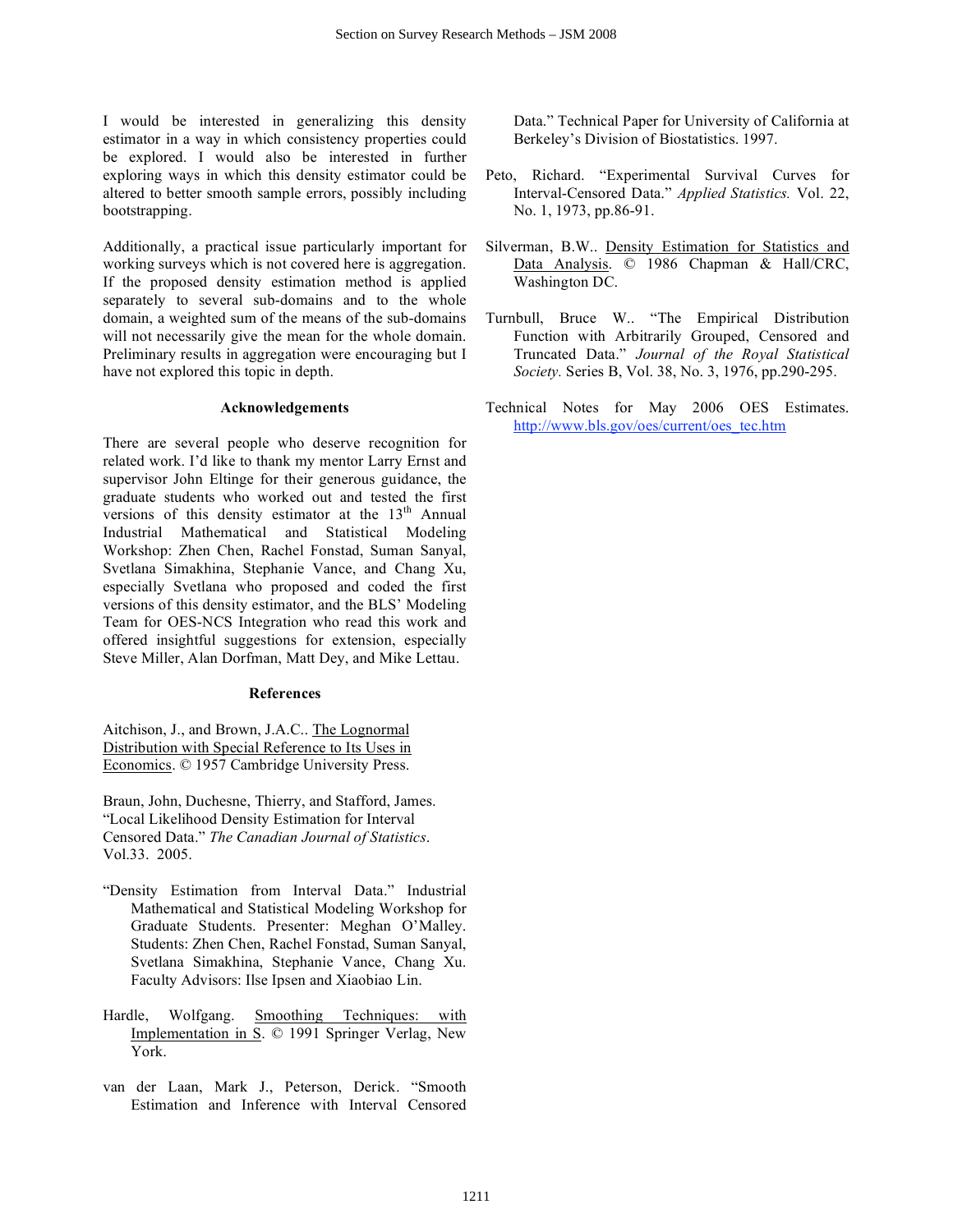I would be interested in generalizing this density estimator in a way in which consistency properties could be explored. I would also be interested in further exploring ways in which this density estimator could be altered to better smooth sample errors, possibly including bootstrapping.

Additionally, a practical issue particularly important for working surveys which is not covered here is aggregation. If the proposed density estimation method is applied separately to several sub-domains and to the whole domain, a weighted sum of the means of the sub-domains will not necessarily give the mean for the whole domain. Preliminary results in aggregation were encouraging but I have not explored this topic in depth.

### Acknowledgements

There are several people who deserve recognition for related work. I'd like to thank my mentor Larry Ernst and supervisor John Eltinge for their generous guidance, the graduate students who worked out and tested the first versions of this density estimator at the 13th Annual Industrial Mathematical and Statistical Modeling Workshop: Zhen Chen, Rachel Fonstad, Suman Sanyal, Svetlana Simakhina, Stephanie Vance, and Chang Xu, especially Svetlana who proposed and coded the first versions of this density estimator, and the BLS' Modeling Team for OES-NCS Integration who read this work and offered insightful suggestions for extension, especially Steve Miller, Alan Dorfman, Matt Dey, and Mike Lettau.

### References

Aitchison, J., and Brown, J.A.C.. The Lognormal Distribution with Special Reference to Its Uses in Economics. © 1957 Cambridge University Press.

Braun, John, Duchesne, Thierry, and Stafford, James. "Local Likelihood Density Estimation for Interval Censored Data." *The Canadian Journal of Statistics*. Vol.33. 2005.

"Density Estimation from Interval Data." Industrial Mathematical and Statistical Modeling Workshop for Graduate Students. Presenter: Meghan O'Malley. Students: Zhen Chen, Rachel Fonstad, Suman Sanyal, Svetlana Simakhina, Stephanie Vance, Chang Xu. Faculty Advisors: Ilse Ipsen and Xiaobiao Lin.

Hardle, Wolfgang. Smoothing Techniques: with Implementation in S. © 1991 Springer Verlag, New York.

van der Laan, Mark J., Peterson, Derick. "Smooth Estimation and Inference with Interval Censored Data." Technical Paper for University of California at Berkeley's Division of Biostatistics. 1997.

Peto, Richard. "Experimental Survival Curves for Interval-Censored Data." *Applied Statistics.* Vol. 22, No. 1, 1973, pp.86-91.

Silverman, B.W.. Density Estimation for Statistics and Data Analysis. © 1986 Chapman & Hall/CRC, Washington DC.

Turnbull, Bruce W.. "The Empirical Distribution Function with Arbitrarily Grouped, Censored and Truncated Data." *Journal of the Royal Statistical Society.* Series B, Vol. 38, No. 3, 1976, pp.290-295.

Technical Notes for May 2006 OES Estimates. http://www.bls.gov/oes/current/oes_tec.htm